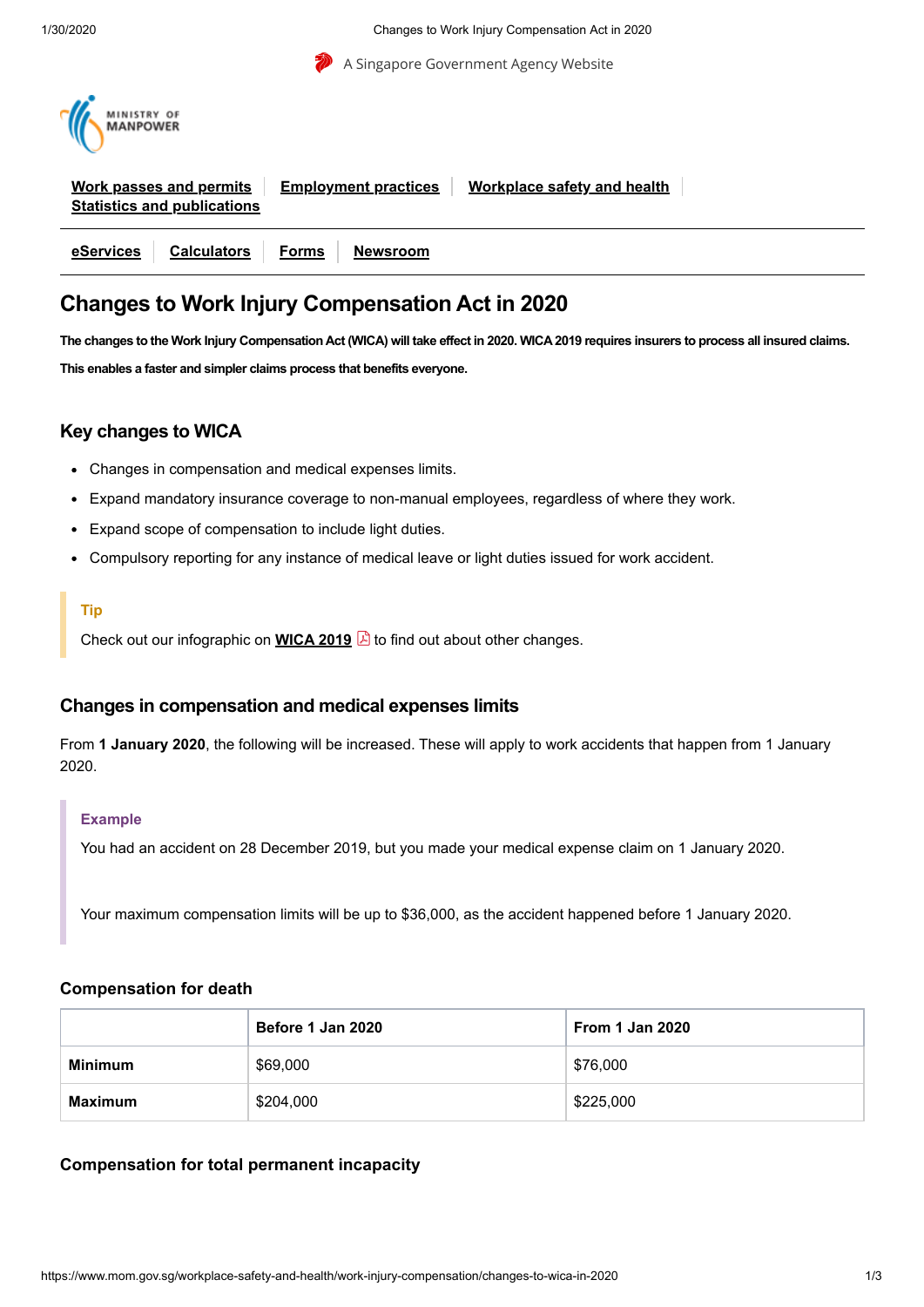# Changes to Work Injury Compensation Act in 2020

**The changes to the Work Injury Compensation Act (WICA) will take effect in 2020. WICA 2019 requires insurers to process all insured claims. This enables a faster and simpler claims process that benefits everyone.**

## Key changes to WICA

- Changes in compensation and medical expenses limits.
- Expand mandatory insurance coverage to non-manual employees, regardless of where they work.
- Expand scope of compensation to include light duties.
- Compulsory reporting for any instance of medical leave or light duties issued for work accident.

**Tip**

Check out our infographic on **WICA 2019** to find out about other changes.

## Changes in compensation and medical expenses limits

From **1 January 2020**, the following will be increased. These will apply to work accidents that happen from 1 January 2020.

**Example**

You had an accident on 28 December 2019, but you made your medical expense claim on 1 January 2020.

Your maximum compensation limits will be up to $36,000, as the accident happened before 1 January 2020.

### Compensation for death

| | Before 1 Jan 2020 | From 1 Jan 2020 |
|---|---|---|
| **Minimum** | $69,000 | $76,000 |
| **Maximum** | $204,000 | $225,000 |

### Compensation for total permanent incapacity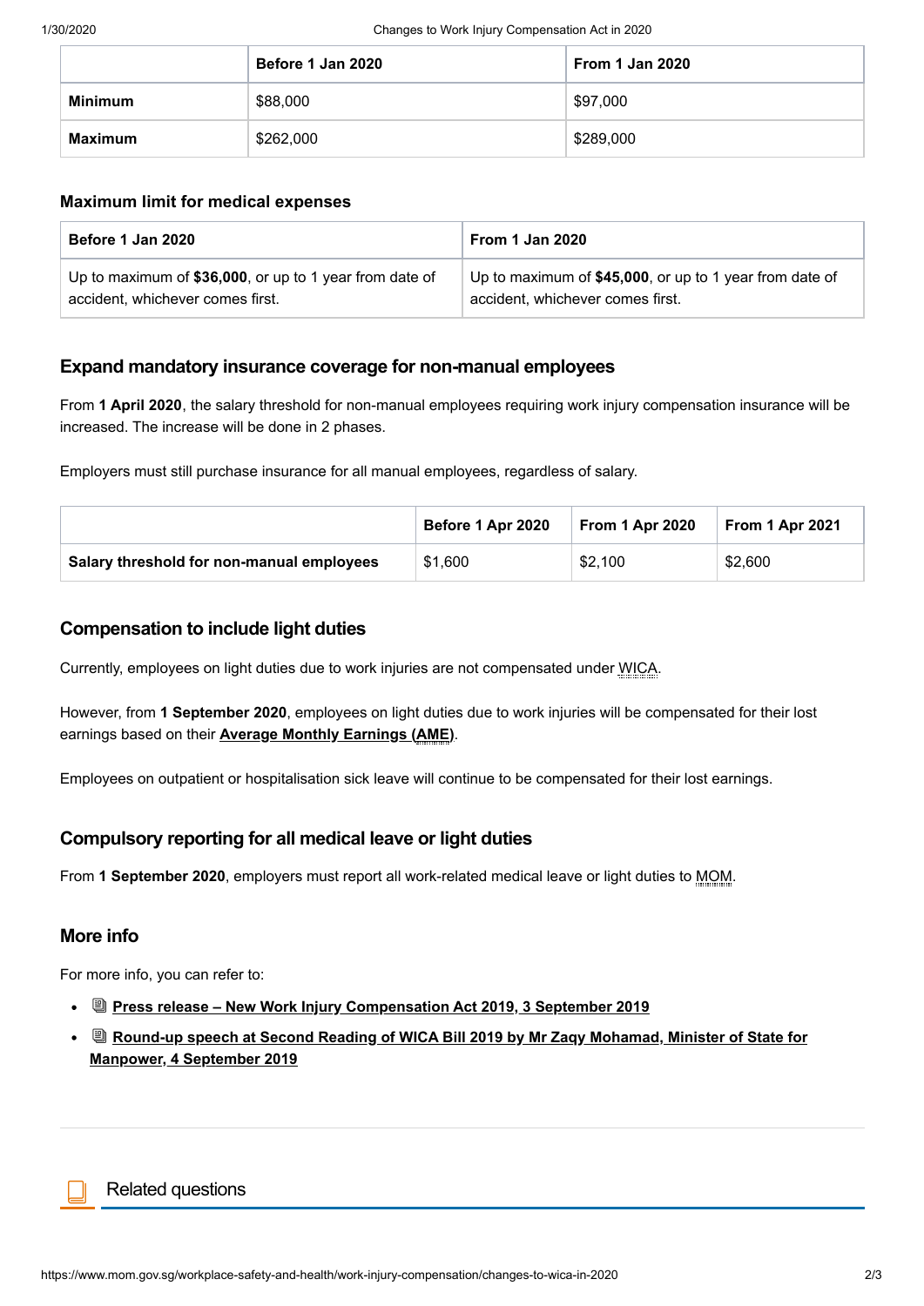|  | Before 1 Jan 2020 | From 1 Jan 2020 |
| --- | --- | --- |
| **Minimum** | $88,000 | $97,000 |
| **Maximum** | $262,000 | $289,000 |

### Maximum limit for medical expenses

| Before 1 Jan 2020 | From 1 Jan 2020 |
| --- | --- |
| Up to maximum of **$36,000**, or up to 1 year from date of accident, whichever comes first. | Up to maximum of **$45,000**, or up to 1 year from date of accident, whichever comes first. |

## Expand mandatory insurance coverage for non-manual employees

From **1 April 2020**, the salary threshold for non-manual employees requiring work injury compensation insurance will be increased. The increase will be done in 2 phases.

Employers must still purchase insurance for all manual employees, regardless of salary.

|  | Before 1 Apr 2020 | From 1 Apr 2020 | From 1 Apr 2021 |
| --- | --- | --- | --- |
| **Salary threshold for non-manual employees** | $1,600 | $2,100 | $2,600 |

## Compensation to include light duties

Currently, employees on light duties due to work injuries are not compensated under WICA.

However, from **1 September 2020**, employees on light duties due to work injuries will be compensated for their lost earnings based on their **Average Monthly Earnings (AME)**.

Employees on outpatient or hospitalisation sick leave will continue to be compensated for their lost earnings.

## Compulsory reporting for all medical leave or light duties

From **1 September 2020**, employers must report all work-related medical leave or light duties to MOM.

## More info

For more info, you can refer to:

- **Press release – New Work Injury Compensation Act 2019, 3 September 2019**
- **Round-up speech at Second Reading of WICA Bill 2019 by Mr Zaqy Mohamad, Minister of State for Manpower, 4 September 2019**

Related questions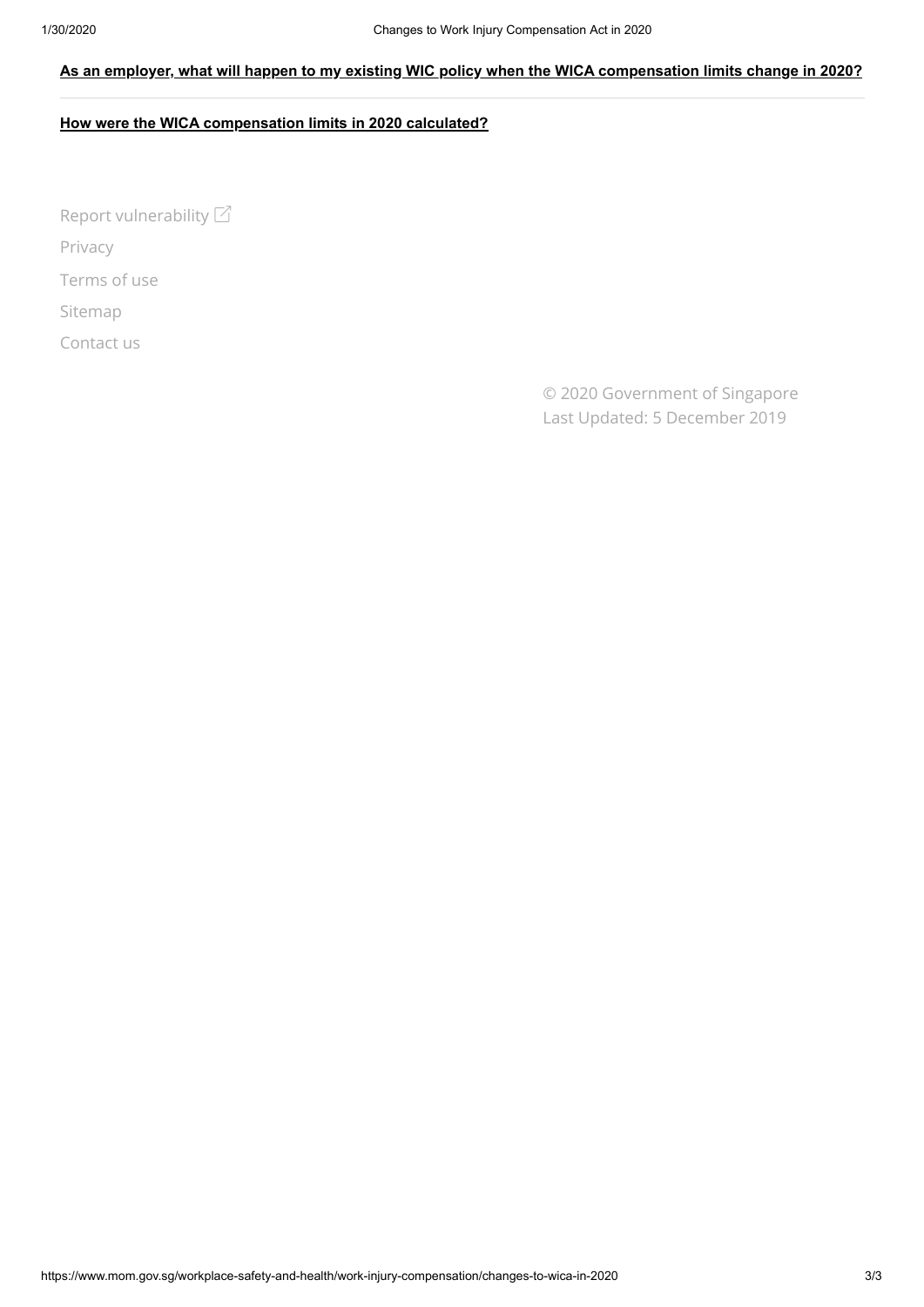**As an employer, what will happen to my existing WIC policy when the WICA compensation limits change in 2020?**

**How were the WICA compensation limits in 2020 calculated?**

Report vulnerability

Privacy

Terms of use

Sitemap

Contact us

© 2020 Government of Singapore
Last Updated: 5 December 2019